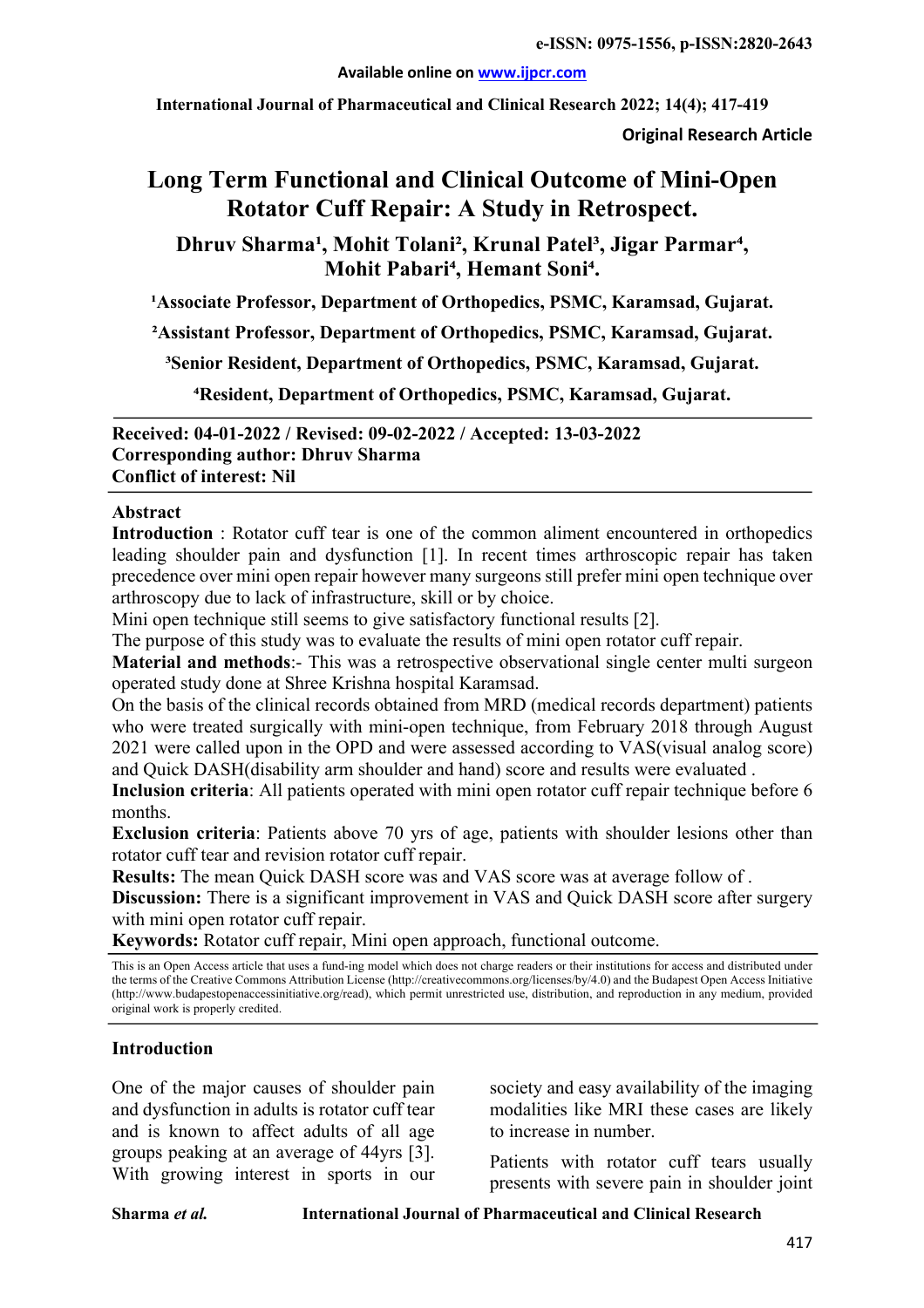e-ISSN: 0975-1556, p-ISSN:2820-2643

Available online on www.ijpcr.com

International Journal of Pharmaceutical and Clinical Research 2022; 14(4); 417-419

**Original Research Article**

# Long Term Functional and Clinical Outcome of Mini-Open Rotator Cuff Repair: A Study in Retrospect.

**Dhruv Sharma[1], Mohit Tolani[2], Krunal Patel[3], Jigar Parmar[4], Mohit Pabari[4], Hemant Soni[4].**

**[1]Associate Professor, Department of Orthopedics, PSMC, Karamsad, Gujarat.**

**[2]Assistant Professor, Department of Orthopedics, PSMC, Karamsad, Gujarat.**

**[3]Senior Resident, Department of Orthopedics, PSMC, Karamsad, Gujarat.**

**[4]Resident, Department of Orthopedics, PSMC, Karamsad, Gujarat.**

---

**Received: 04-01-2022 / Revised: 09-02-2022 / Accepted: 13-03-2022**
**Corresponding author: Dhruv Sharma**
**Conflict of interest: Nil**

---

## Abstract

**Introduction** : Rotator cuff tear is one of the common aliment encountered in orthopedics leading shoulder pain and dysfunction [1]. In recent times arthroscopic repair has taken precedence over mini open repair however many surgeons still prefer mini open technique over arthroscopy due to lack of infrastructure, skill or by choice.

Mini open technique still seems to give satisfactory functional results [2].

The purpose of this study was to evaluate the results of mini open rotator cuff repair.

**Material and methods**:- This was a retrospective observational single center multi surgeon operated study done at Shree Krishna hospital Karamsad.

On the basis of the clinical records obtained from MRD (medical records department) patients who were treated surgically with mini-open technique, from February 2018 through August 2021 were called upon in the OPD and were assessed according to VAS(visual analog score) and Quick DASH(disability arm shoulder and hand) score and results were evaluated .

**Inclusion criteria**: All patients operated with mini open rotator cuff repair technique before 6 months.

**Exclusion criteria**: Patients above 70 yrs of age, patients with shoulder lesions other than rotator cuff tear and revision rotator cuff repair.

**Results:** The mean Quick DASH score was and VAS score was at average follow of .

**Discussion:** There is a significant improvement in VAS and Quick DASH score after surgery with mini open rotator cuff repair.

**Keywords:** Rotator cuff repair, Mini open approach, functional outcome.

---

This is an Open Access article that uses a fund-ing model which does not charge readers or their institutions for access and distributed under the terms of the Creative Commons Attribution License (http://creativecommons.org/licenses/by/4.0) and the Budapest Open Access Initiative (http://www.budapestopenaccessinitiative.org/read), which permit unrestricted use, distribution, and reproduction in any medium, provided original work is properly credited.

---

## Introduction

One of the major causes of shoulder pain and dysfunction in adults is rotator cuff tear and is known to affect adults of all age groups peaking at an average of 44yrs [3]. With growing interest in sports in our society and easy availability of the imaging modalities like MRI these cases are likely to increase in number.

Patients with rotator cuff tears usually presents with severe pain in shoulder joint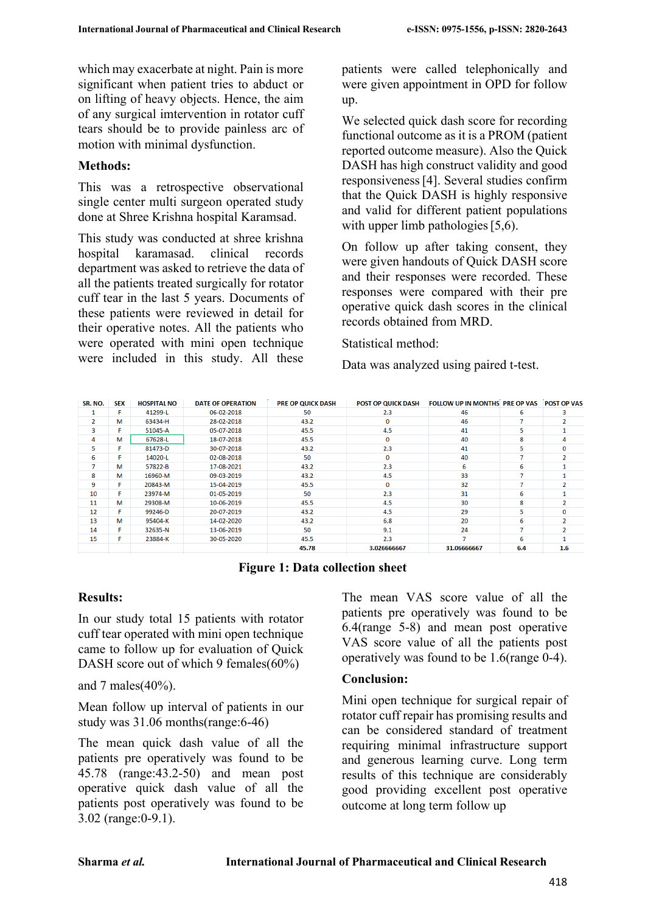which may exacerbate at night. Pain is more significant when patient tries to abduct or on lifting of heavy objects. Hence, the aim of any surgical imtervention in rotator cuff tears should be to provide painless arc of motion with minimal dysfunction.

**Methods:**

This was a retrospective observational single center multi surgeon operated study done at Shree Krishna hospital Karamsad.

This study was conducted at shree krishna hospital karamasad. clinical records department was asked to retrieve the data of all the patients treated surgically for rotator cuff tear in the last 5 years. Documents of these patients were reviewed in detail for their operative notes. All the patients who were operated with mini open technique were included in this study. All these patients were called telephonically and were given appointment in OPD for follow up.

We selected quick dash score for recording functional outcome as it is a PROM (patient reported outcome measure). Also the Quick DASH has high construct validity and good responsiveness [4]. Several studies confirm that the Quick DASH is highly responsive and valid for different patient populations with upper limb pathologies [5,6].

On follow up after taking consent, they were given handouts of Quick DASH score and their responses were recorded. These responses were compared with their pre operative quick dash scores in the clinical records obtained from MRD.

Statistical method:

Data was analyzed using paired t-test.

| SR. NO. | SEX | HOSPITAL NO | DATE OF OPERATION | PRE OP QUICK DASH | POST OP QUICK DASH | FOLLOW UP IN MONTHS | PRE OP VAS | POST OP VAS |
|---|---|---|---|---|---|---|---|---|
| 1 | F | 41299-L | 06-02-2018 | 50 | 2.3 | 46 | 6 | 3 |
| 2 | M | 63434-H | 28-02-2018 | 43.2 | 0 | 46 | 7 | 2 |
| 3 | F | 51045-A | 05-07-2018 | 45.5 | 4.5 | 41 | 5 | 1 |
| 4 | M | 67628-L | 18-07-2018 | 45.5 | 0 | 40 | 8 | 4 |
| 5 | F | 81473-D | 30-07-2018 | 43.2 | 2.3 | 41 | 5 | 0 |
| 6 | F | 14020-L | 02-08-2018 | 50 | 0 | 40 | 7 | 2 |
| 7 | M | 57822-B | 17-08-2021 | 43.2 | 2.3 | 6 | 6 | 1 |
| 8 | M | 16960-M | 09-03-2019 | 43.2 | 4.5 | 33 | 7 | 1 |
| 9 | F | 20843-M | 15-04-2019 | 45.5 | 0 | 32 | 7 | 2 |
| 10 | F | 23974-M | 01-05-2019 | 50 | 2.3 | 31 | 6 | 1 |
| 11 | M | 29308-M | 10-06-2019 | 45.5 | 4.5 | 30 | 8 | 2 |
| 12 | F | 99246-D | 20-07-2019 | 43.2 | 4.5 | 29 | 5 | 0 |
| 13 | M | 95404-K | 14-02-2020 | 43.2 | 6.8 | 20 | 6 | 2 |
| 14 | F | 32635-N | 13-06-2019 | 50 | 9.1 | 24 | 7 | 2 |
| 15 | F | 23884-K | 30-05-2020 | 45.5 | 2.3 | 7 | 6 | 1 |
| | | | | **45.78** | **3.026666667** | **31.06666667** | **6.4** | **1.6** |

**Figure 1: Data collection sheet**

**Results:**

In our study total 15 patients with rotator cuff tear operated with mini open technique came to follow up for evaluation of Quick DASH score out of which 9 females(60%)

and 7 males(40%).

Mean follow up interval of patients in our study was 31.06 months(range:6-46)

The mean quick dash value of all the patients pre operatively was found to be 45.78 (range:43.2-50) and mean post operative quick dash value of all the patients post operatively was found to be 3.02 (range:0-9.1).

The mean VAS score value of all the patients pre operatively was found to be 6.4(range 5-8) and mean post operative VAS score value of all the patients post operatively was found to be 1.6(range 0-4).

**Conclusion:**

Mini open technique for surgical repair of rotator cuff repair has promising results and can be considered standard of treatment requiring minimal infrastructure support and generous learning curve. Long term results of this technique are considerably good providing excellent post operative outcome at long term follow up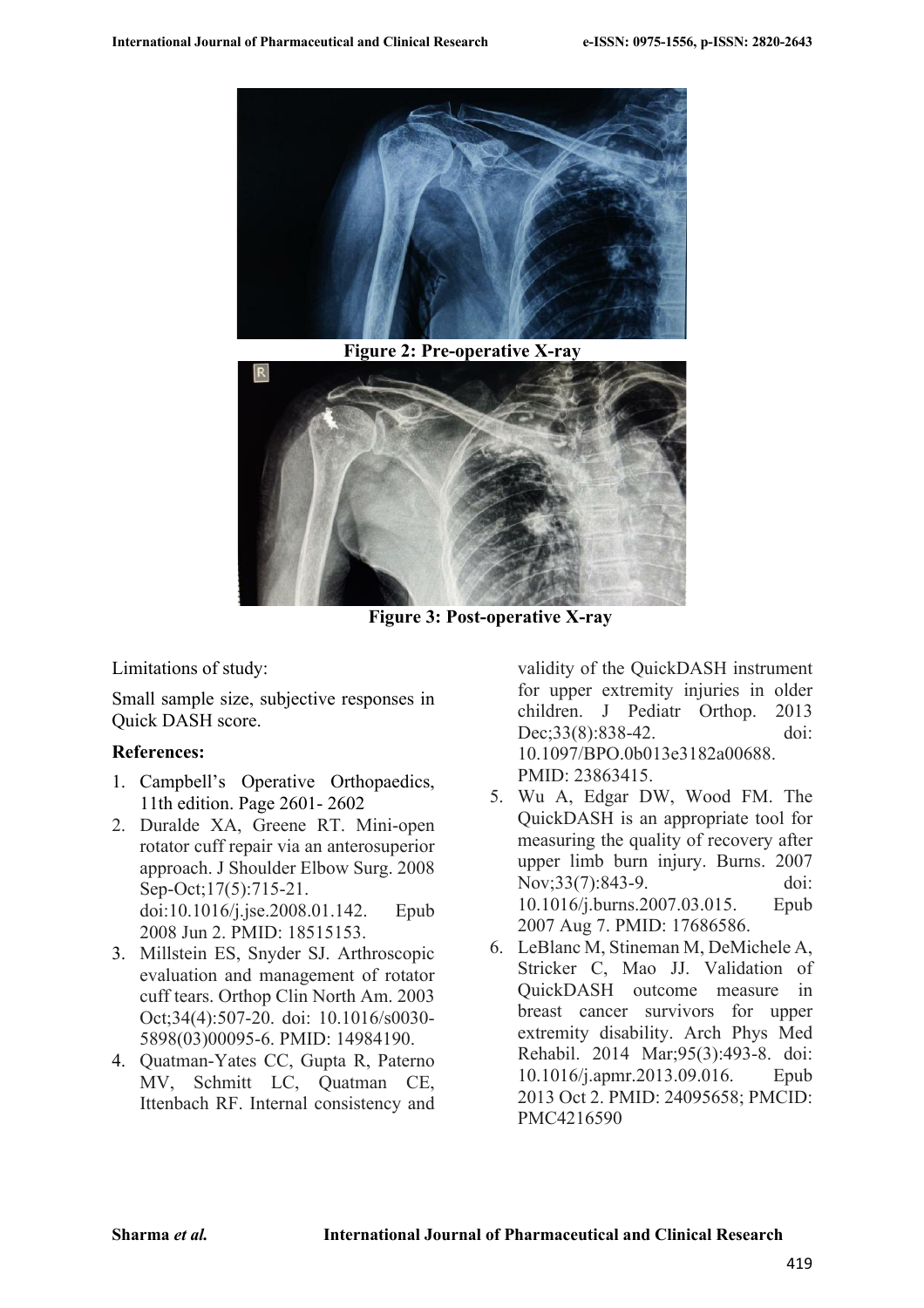Figure 2: Pre-operative X-ray

Figure 3: Post-operative X-ray

Limitations of study:

Small sample size, subjective responses in Quick DASH score.

**References:**

1. Campbell's Operative Orthopaedics, 11th edition. Page 2601- 2602
2. Duralde XA, Greene RT. Mini-open rotator cuff repair via an anterosuperior approach. J Shoulder Elbow Surg. 2008 Sep-Oct;17(5):715-21. doi:10.1016/j.jse.2008.01.142. Epub 2008 Jun 2. PMID: 18515153.
3. Millstein ES, Snyder SJ. Arthroscopic evaluation and management of rotator cuff tears. Orthop Clin North Am. 2003 Oct;34(4):507-20. doi: 10.1016/s0030-5898(03)00095-6. PMID: 14984190.
4. Quatman-Yates CC, Gupta R, Paterno MV, Schmitt LC, Quatman CE, Ittenbach RF. Internal consistency and validity of the QuickDASH instrument for upper extremity injuries in older children. J Pediatr Orthop. 2013 Dec;33(8):838-42. doi: 10.1097/BPO.0b013e3182a00688. PMID: 23863415.
5. Wu A, Edgar DW, Wood FM. The QuickDASH is an appropriate tool for measuring the quality of recovery after upper limb burn injury. Burns. 2007 Nov;33(7):843-9. doi: 10.1016/j.burns.2007.03.015. Epub 2007 Aug 7. PMID: 17686586.
6. LeBlanc M, Stineman M, DeMichele A, Stricker C, Mao JJ. Validation of QuickDASH outcome measure in breast cancer survivors for upper extremity disability. Arch Phys Med Rehabil. 2014 Mar;95(3):493-8. doi: 10.1016/j.apmr.2013.09.016. Epub 2013 Oct 2. PMID: 24095658; PMCID: PMC4216590